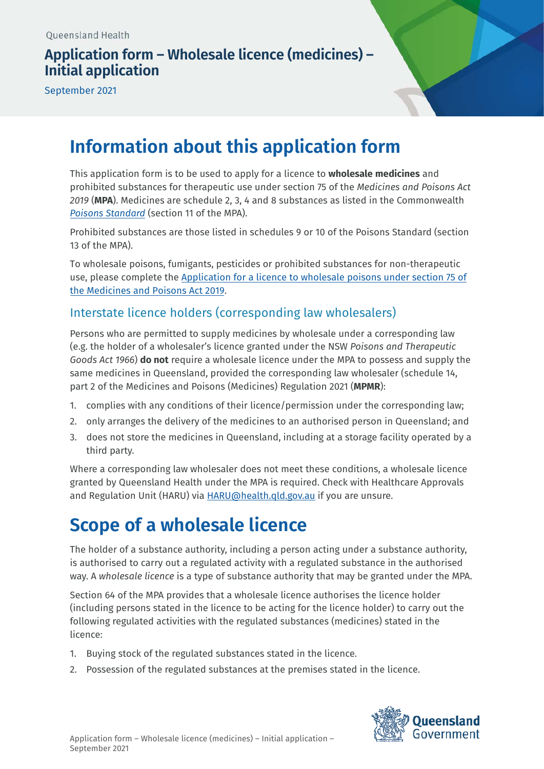Queensland Health

# Application form – Wholesale licence (medicines) – Initial application

September 2021

## Information about this application form

This application form is to be used to apply for a licence to **wholesale medicines** and prohibited substances for therapeutic use under section 75 of the *Medicines and Poisons Act 2019* (**MPA**). Medicines are schedule 2, 3, 4 and 8 substances as listed in the Commonwealth *Poisons Standard* (section 11 of the MPA).

Prohibited substances are those listed in schedules 9 or 10 of the Poisons Standard (section 13 of the MPA).

To wholesale poisons, fumigants, pesticides or prohibited substances for non-therapeutic use, please complete the Application for a licence to wholesale poisons under section 75 of the Medicines and Poisons Act 2019.

### Interstate licence holders (corresponding law wholesalers)

Persons who are permitted to supply medicines by wholesale under a corresponding law (e.g. the holder of a wholesaler's licence granted under the NSW *Poisons and Therapeutic Goods Act 1966*) **do not** require a wholesale licence under the MPA to possess and supply the same medicines in Queensland, provided the corresponding law wholesaler (schedule 14, part 2 of the Medicines and Poisons (Medicines) Regulation 2021 (**MPMR**):

1. complies with any conditions of their licence/permission under the corresponding law;
2. only arranges the delivery of the medicines to an authorised person in Queensland; and
3. does not store the medicines in Queensland, including at a storage facility operated by a third party.

Where a corresponding law wholesaler does not meet these conditions, a wholesale licence granted by Queensland Health under the MPA is required. Check with Healthcare Approvals and Regulation Unit (HARU) via HARU@health.qld.gov.au if you are unsure.

## Scope of a wholesale licence

The holder of a substance authority, including a person acting under a substance authority, is authorised to carry out a regulated activity with a regulated substance in the authorised way. A *wholesale licence* is a type of substance authority that may be granted under the MPA.

Section 64 of the MPA provides that a wholesale licence authorises the licence holder (including persons stated in the licence to be acting for the licence holder) to carry out the following regulated activities with the regulated substances (medicines) stated in the licence:

1. Buying stock of the regulated substances stated in the licence.
2. Possession of the regulated substances at the premises stated in the licence.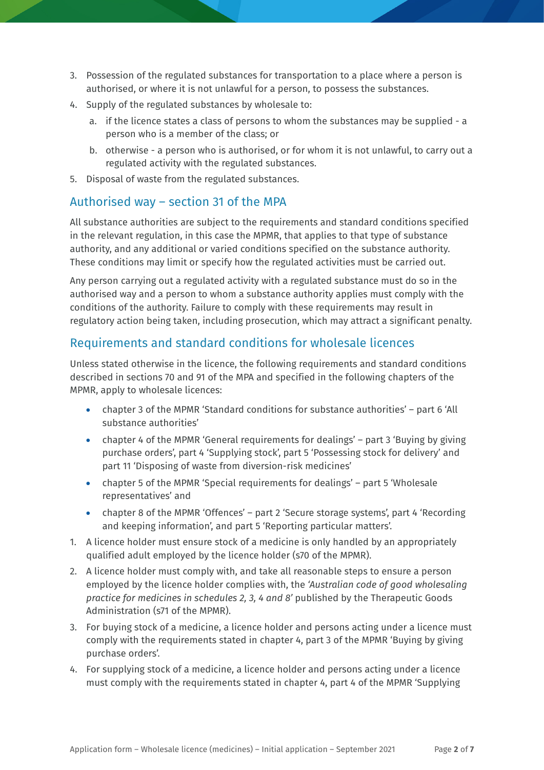3. Possession of the regulated substances for transportation to a place where a person is authorised, or where it is not unlawful for a person, to possess the substances.
4. Supply of the regulated substances by wholesale to:
   a. if the licence states a class of persons to whom the substances may be supplied - a person who is a member of the class; or
   b. otherwise - a person who is authorised, or for whom it is not unlawful, to carry out a regulated activity with the regulated substances.
5. Disposal of waste from the regulated substances.

## Authorised way – section 31 of the MPA

All substance authorities are subject to the requirements and standard conditions specified in the relevant regulation, in this case the MPMR, that applies to that type of substance authority, and any additional or varied conditions specified on the substance authority. These conditions may limit or specify how the regulated activities must be carried out.

Any person carrying out a regulated activity with a regulated substance must do so in the authorised way and a person to whom a substance authority applies must comply with the conditions of the authority. Failure to comply with these requirements may result in regulatory action being taken, including prosecution, which may attract a significant penalty.

## Requirements and standard conditions for wholesale licences

Unless stated otherwise in the licence, the following requirements and standard conditions described in sections 70 and 91 of the MPA and specified in the following chapters of the MPMR, apply to wholesale licences:

- chapter 3 of the MPMR 'Standard conditions for substance authorities' – part 6 'All substance authorities'
- chapter 4 of the MPMR 'General requirements for dealings' – part 3 'Buying by giving purchase orders', part 4 'Supplying stock', part 5 'Possessing stock for delivery' and part 11 'Disposing of waste from diversion-risk medicines'
- chapter 5 of the MPMR 'Special requirements for dealings' – part 5 'Wholesale representatives' and
- chapter 8 of the MPMR 'Offences' – part 2 'Secure storage systems', part 4 'Recording and keeping information', and part 5 'Reporting particular matters'.

1. A licence holder must ensure stock of a medicine is only handled by an appropriately qualified adult employed by the licence holder (s70 of the MPMR).
2. A licence holder must comply with, and take all reasonable steps to ensure a person employed by the licence holder complies with, the *'Australian code of good wholesaling practice for medicines in schedules 2, 3, 4 and 8'* published by the Therapeutic Goods Administration (s71 of the MPMR).
3. For buying stock of a medicine, a licence holder and persons acting under a licence must comply with the requirements stated in chapter 4, part 3 of the MPMR 'Buying by giving purchase orders'.
4. For supplying stock of a medicine, a licence holder and persons acting under a licence must comply with the requirements stated in chapter 4, part 4 of the MPMR 'Supplying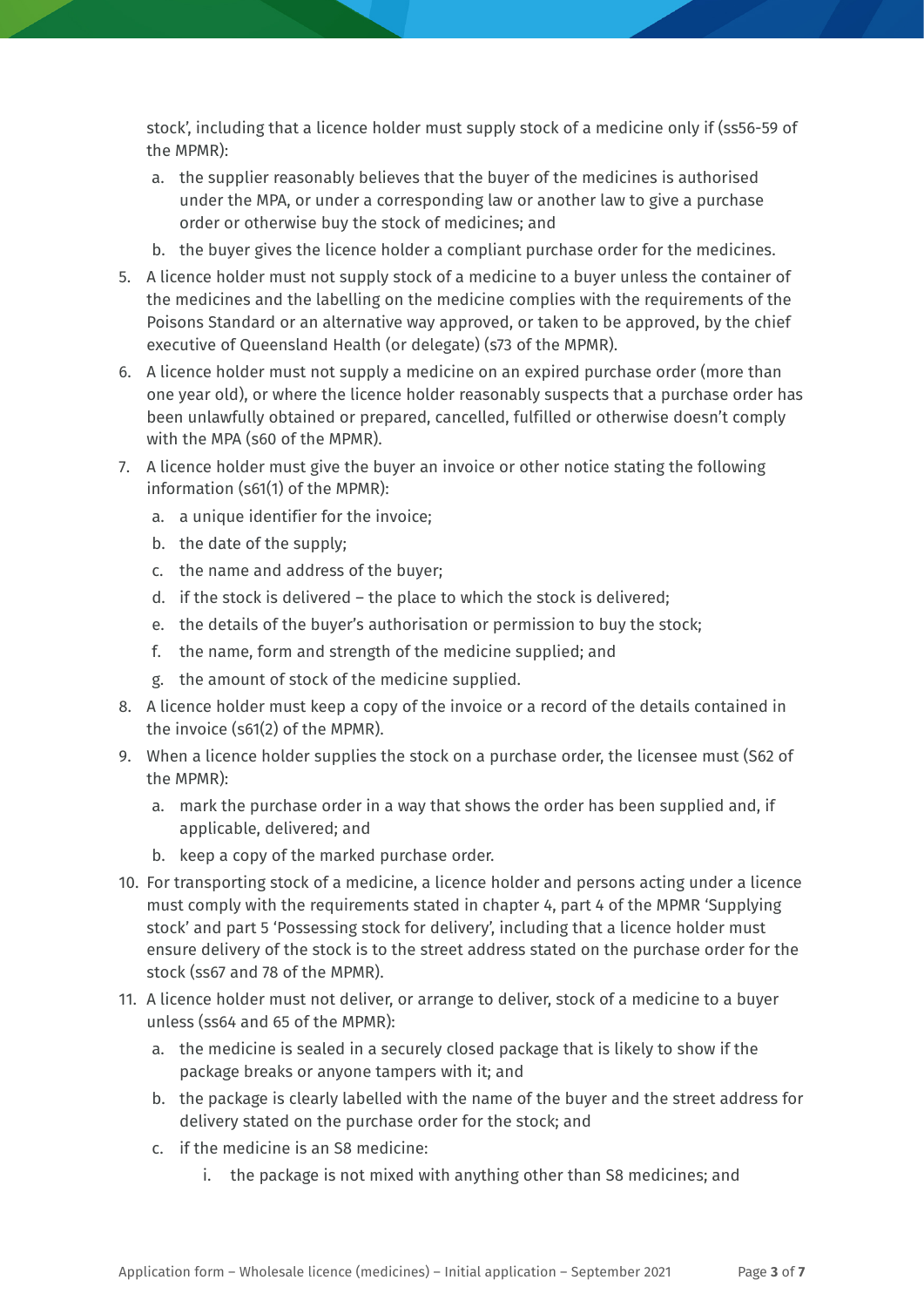stock', including that a licence holder must supply stock of a medicine only if (ss56-59 of the MPMR):

   a. the supplier reasonably believes that the buyer of the medicines is authorised under the MPA, or under a corresponding law or another law to give a purchase order or otherwise buy the stock of medicines; and
   b. the buyer gives the licence holder a compliant purchase order for the medicines.

5. A licence holder must not supply stock of a medicine to a buyer unless the container of the medicines and the labelling on the medicine complies with the requirements of the Poisons Standard or an alternative way approved, or taken to be approved, by the chief executive of Queensland Health (or delegate) (s73 of the MPMR).
6. A licence holder must not supply a medicine on an expired purchase order (more than one year old), or where the licence holder reasonably suspects that a purchase order has been unlawfully obtained or prepared, cancelled, fulfilled or otherwise doesn't comply with the MPA (s60 of the MPMR).
7. A licence holder must give the buyer an invoice or other notice stating the following information (s61(1) of the MPMR):
   a. a unique identifier for the invoice;
   b. the date of the supply;
   c. the name and address of the buyer;
   d. if the stock is delivered – the place to which the stock is delivered;
   e. the details of the buyer's authorisation or permission to buy the stock;
   f. the name, form and strength of the medicine supplied; and
   g. the amount of stock of the medicine supplied.
8. A licence holder must keep a copy of the invoice or a record of the details contained in the invoice (s61(2) of the MPMR).
9. When a licence holder supplies the stock on a purchase order, the licensee must (S62 of the MPMR):
   a. mark the purchase order in a way that shows the order has been supplied and, if applicable, delivered; and
   b. keep a copy of the marked purchase order.
10. For transporting stock of a medicine, a licence holder and persons acting under a licence must comply with the requirements stated in chapter 4, part 4 of the MPMR 'Supplying stock' and part 5 'Possessing stock for delivery', including that a licence holder must ensure delivery of the stock is to the street address stated on the purchase order for the stock (ss67 and 78 of the MPMR).
11. A licence holder must not deliver, or arrange to deliver, stock of a medicine to a buyer unless (ss64 and 65 of the MPMR):
    a. the medicine is sealed in a securely closed package that is likely to show if the package breaks or anyone tampers with it; and
    b. the package is clearly labelled with the name of the buyer and the street address for delivery stated on the purchase order for the stock; and
    c. if the medicine is an S8 medicine:
       i. the package is not mixed with anything other than S8 medicines; and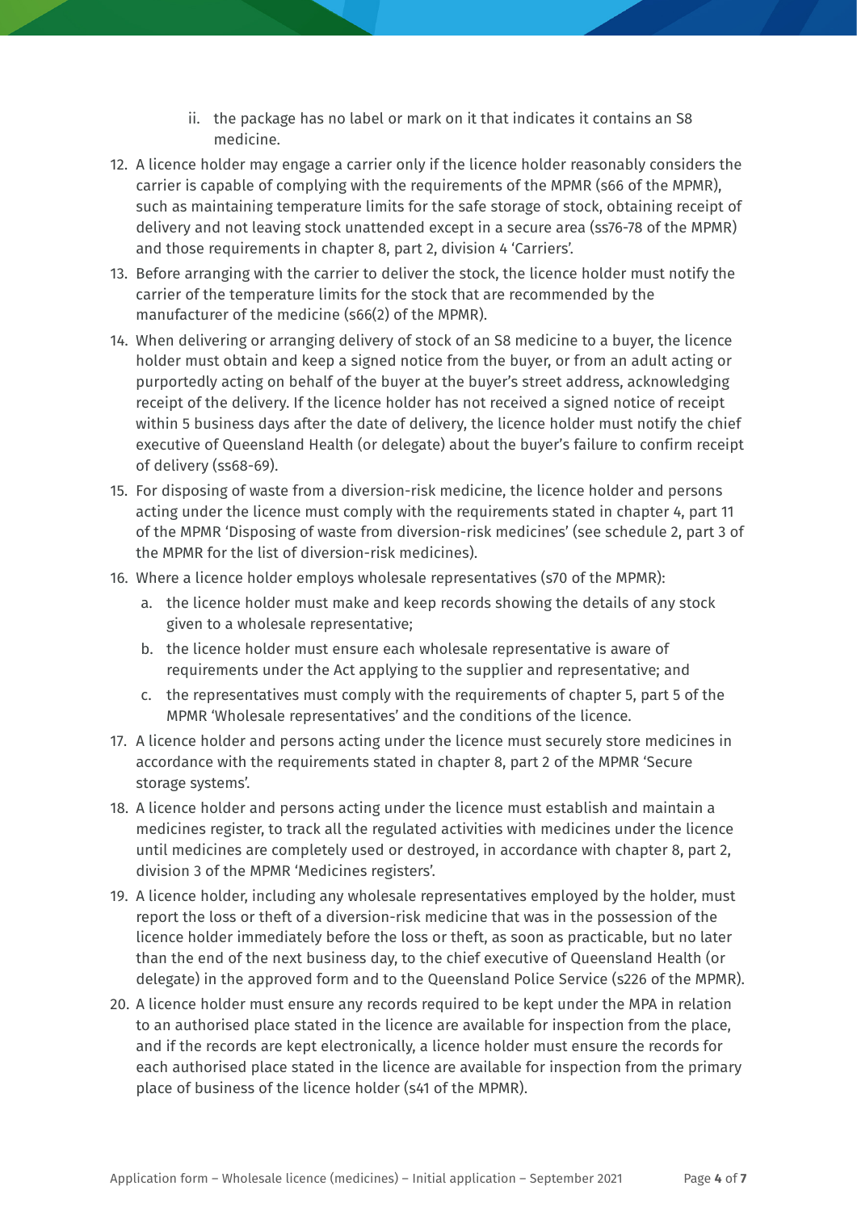ii. the package has no label or mark on it that indicates it contains an S8 medicine.

12. A licence holder may engage a carrier only if the licence holder reasonably considers the carrier is capable of complying with the requirements of the MPMR (s66 of the MPMR), such as maintaining temperature limits for the safe storage of stock, obtaining receipt of delivery and not leaving stock unattended except in a secure area (ss76-78 of the MPMR) and those requirements in chapter 8, part 2, division 4 'Carriers'.
13. Before arranging with the carrier to deliver the stock, the licence holder must notify the carrier of the temperature limits for the stock that are recommended by the manufacturer of the medicine (s66(2) of the MPMR).
14. When delivering or arranging delivery of stock of an S8 medicine to a buyer, the licence holder must obtain and keep a signed notice from the buyer, or from an adult acting or purportedly acting on behalf of the buyer at the buyer's street address, acknowledging receipt of the delivery. If the licence holder has not received a signed notice of receipt within 5 business days after the date of delivery, the licence holder must notify the chief executive of Queensland Health (or delegate) about the buyer's failure to confirm receipt of delivery (ss68-69).
15. For disposing of waste from a diversion-risk medicine, the licence holder and persons acting under the licence must comply with the requirements stated in chapter 4, part 11 of the MPMR 'Disposing of waste from diversion-risk medicines' (see schedule 2, part 3 of the MPMR for the list of diversion-risk medicines).
16. Where a licence holder employs wholesale representatives (s70 of the MPMR):
    a. the licence holder must make and keep records showing the details of any stock given to a wholesale representative;
    b. the licence holder must ensure each wholesale representative is aware of requirements under the Act applying to the supplier and representative; and
    c. the representatives must comply with the requirements of chapter 5, part 5 of the MPMR 'Wholesale representatives' and the conditions of the licence.
17. A licence holder and persons acting under the licence must securely store medicines in accordance with the requirements stated in chapter 8, part 2 of the MPMR 'Secure storage systems'.
18. A licence holder and persons acting under the licence must establish and maintain a medicines register, to track all the regulated activities with medicines under the licence until medicines are completely used or destroyed, in accordance with chapter 8, part 2, division 3 of the MPMR 'Medicines registers'.
19. A licence holder, including any wholesale representatives employed by the holder, must report the loss or theft of a diversion-risk medicine that was in the possession of the licence holder immediately before the loss or theft, as soon as practicable, but no later than the end of the next business day, to the chief executive of Queensland Health (or delegate) in the approved form and to the Queensland Police Service (s226 of the MPMR).
20. A licence holder must ensure any records required to be kept under the MPA in relation to an authorised place stated in the licence are available for inspection from the place, and if the records are kept electronically, a licence holder must ensure the records for each authorised place stated in the licence are available for inspection from the primary place of business of the licence holder (s41 of the MPMR).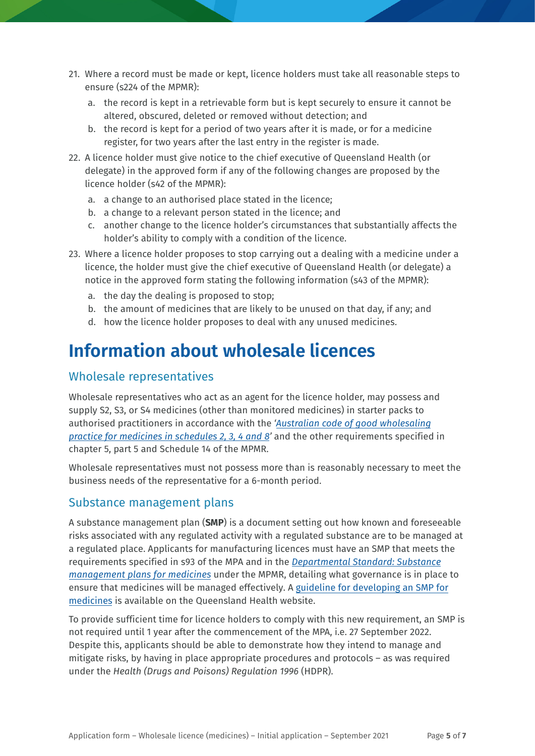21. Where a record must be made or kept, licence holders must take all reasonable steps to ensure (s224 of the MPMR):
    a. the record is kept in a retrievable form but is kept securely to ensure it cannot be altered, obscured, deleted or removed without detection; and
    b. the record is kept for a period of two years after it is made, or for a medicine register, for two years after the last entry in the register is made.
22. A licence holder must give notice to the chief executive of Queensland Health (or delegate) in the approved form if any of the following changes are proposed by the licence holder (s42 of the MPMR):
    a. a change to an authorised place stated in the licence;
    b. a change to a relevant person stated in the licence; and
    c. another change to the licence holder's circumstances that substantially affects the holder's ability to comply with a condition of the licence.
23. Where a licence holder proposes to stop carrying out a dealing with a medicine under a licence, the holder must give the chief executive of Queensland Health (or delegate) a notice in the approved form stating the following information (s43 of the MPMR):
    a. the day the dealing is proposed to stop;
    b. the amount of medicines that are likely to be unused on that day, if any; and
    d. how the licence holder proposes to deal with any unused medicines.

# Information about wholesale licences

## Wholesale representatives

Wholesale representatives who act as an agent for the licence holder, may possess and supply S2, S3, or S4 medicines (other than monitored medicines) in starter packs to authorised practitioners in accordance with the *'Australian code of good wholesaling practice for medicines in schedules 2, 3, 4 and 8'* and the other requirements specified in chapter 5, part 5 and Schedule 14 of the MPMR.

Wholesale representatives must not possess more than is reasonably necessary to meet the business needs of the representative for a 6-month period.

## Substance management plans

A substance management plan (**SMP**) is a document setting out how known and foreseeable risks associated with any regulated activity with a regulated substance are to be managed at a regulated place. Applicants for manufacturing licences must have an SMP that meets the requirements specified in s93 of the MPA and in the *Departmental Standard: Substance management plans for medicines* under the MPMR, detailing what governance is in place to ensure that medicines will be managed effectively. A guideline for developing an SMP for medicines is available on the Queensland Health website.

To provide sufficient time for licence holders to comply with this new requirement, an SMP is not required until 1 year after the commencement of the MPA, i.e. 27 September 2022. Despite this, applicants should be able to demonstrate how they intend to manage and mitigate risks, by having in place appropriate procedures and protocols – as was required under the *Health (Drugs and Poisons) Regulation 1996* (HDPR).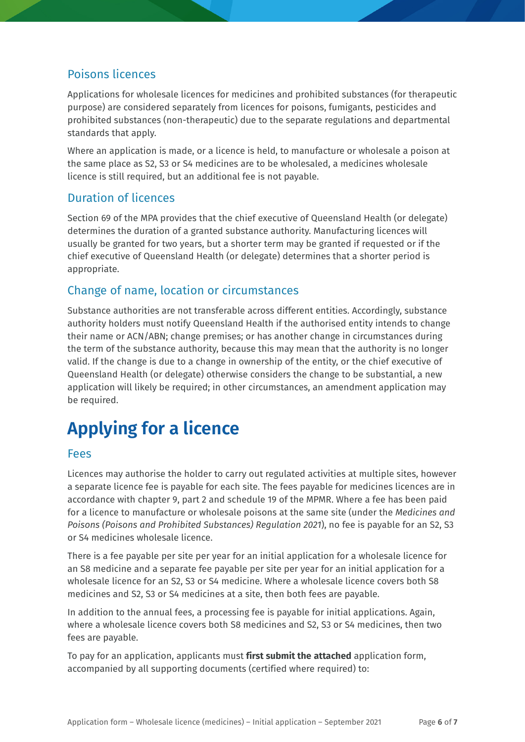## Poisons licences

Applications for wholesale licences for medicines and prohibited substances (for therapeutic purpose) are considered separately from licences for poisons, fumigants, pesticides and prohibited substances (non-therapeutic) due to the separate regulations and departmental standards that apply.

Where an application is made, or a licence is held, to manufacture or wholesale a poison at the same place as S2, S3 or S4 medicines are to be wholesaled, a medicines wholesale licence is still required, but an additional fee is not payable.

## Duration of licences

Section 69 of the MPA provides that the chief executive of Queensland Health (or delegate) determines the duration of a granted substance authority. Manufacturing licences will usually be granted for two years, but a shorter term may be granted if requested or if the chief executive of Queensland Health (or delegate) determines that a shorter period is appropriate.

## Change of name, location or circumstances

Substance authorities are not transferable across different entities. Accordingly, substance authority holders must notify Queensland Health if the authorised entity intends to change their name or ACN/ABN; change premises; or has another change in circumstances during the term of the substance authority, because this may mean that the authority is no longer valid. If the change is due to a change in ownership of the entity, or the chief executive of Queensland Health (or delegate) otherwise considers the change to be substantial, a new application will likely be required; in other circumstances, an amendment application may be required.

# Applying for a licence

## Fees

Licences may authorise the holder to carry out regulated activities at multiple sites, however a separate licence fee is payable for each site. The fees payable for medicines licences are in accordance with chapter 9, part 2 and schedule 19 of the MPMR. Where a fee has been paid for a licence to manufacture or wholesale poisons at the same site (under the *Medicines and Poisons (Poisons and Prohibited Substances) Regulation 2021*), no fee is payable for an S2, S3 or S4 medicines wholesale licence.

There is a fee payable per site per year for an initial application for a wholesale licence for an S8 medicine and a separate fee payable per site per year for an initial application for a wholesale licence for an S2, S3 or S4 medicine. Where a wholesale licence covers both S8 medicines and S2, S3 or S4 medicines at a site, then both fees are payable.

In addition to the annual fees, a processing fee is payable for initial applications. Again, where a wholesale licence covers both S8 medicines and S2, S3 or S4 medicines, then two fees are payable.

To pay for an application, applicants must **first submit the attached** application form, accompanied by all supporting documents (certified where required) to: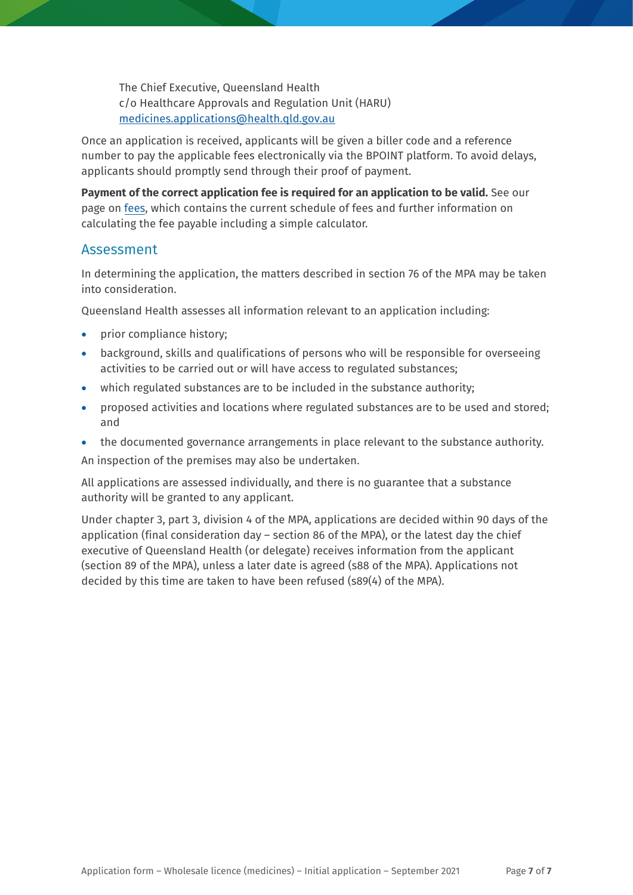The Chief Executive, Queensland Health
c/o Healthcare Approvals and Regulation Unit (HARU)
[medicines.applications@health.qld.gov.au](mailto:medicines.applications@health.qld.gov.au)

Once an application is received, applicants will be given a biller code and a reference number to pay the applicable fees electronically via the BPOINT platform. To avoid delays, applicants should promptly send through their proof of payment.

**Payment of the correct application fee is required for an application to be valid.** See our page on fees, which contains the current schedule of fees and further information on calculating the fee payable including a simple calculator.

## Assessment

In determining the application, the matters described in section 76 of the MPA may be taken into consideration.

Queensland Health assesses all information relevant to an application including:

- prior compliance history;
- background, skills and qualifications of persons who will be responsible for overseeing activities to be carried out or will have access to regulated substances;
- which regulated substances are to be included in the substance authority;
- proposed activities and locations where regulated substances are to be used and stored; and
- the documented governance arrangements in place relevant to the substance authority.

An inspection of the premises may also be undertaken.

All applications are assessed individually, and there is no guarantee that a substance authority will be granted to any applicant.

Under chapter 3, part 3, division 4 of the MPA, applications are decided within 90 days of the application (final consideration day – section 86 of the MPA), or the latest day the chief executive of Queensland Health (or delegate) receives information from the applicant (section 89 of the MPA), unless a later date is agreed (s88 of the MPA). Applications not decided by this time are taken to have been refused (s89(4) of the MPA).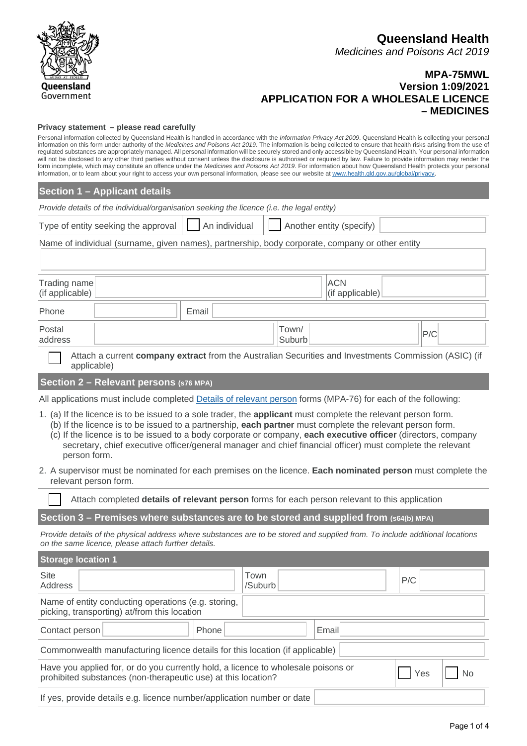Queensland Government

# Queensland Health

*Medicines and Poisons Act 2019*

## MPA-75MWL
## Version 1:09/2021
## APPLICATION FOR A WHOLESALE LICENCE – MEDICINES

**Privacy statement – please read carefully**

Personal information collected by Queensland Health is handled in accordance with the *Information Privacy Act 2009*. Queensland Health is collecting your personal information on this form under authority of the *Medicines and Poisons Act 2019*. The information is being collected to ensure that health risks arising from the use of regulated substances are appropriately managed. All personal information will be securely stored and only accessible by Queensland Health. Your personal information will not be disclosed to any other third parties without consent unless the disclosure is authorised or required by law. Failure to provide information may render the form incomplete, which may constitute an offence under the *Medicines and Poisons Act 2019*. For information about how Queensland Health protects your personal information, or to learn about your right to access your own personal information, please see our website at www.health.qld.gov.au/global/privacy.

## Section 1 – Applicant details

*Provide details of the individual/organisation seeking the licence (i.e. the legal entity)*

| | | | |
|---|---|---|---|
| Type of entity seeking the approval | ☐ An individual | ☐ Another entity (specify) | |

Name of individual (surname, given names), partnership, body corporate, company or other entity

| | | | |
|---|---|---|---|
| Trading name (if applicable) | | ACN (if applicable) | |
| Phone | | Email | |

| | | | | | |
|---|---|---|---|---|---|
| Postal address | | Town/ Suburb | | P/C | |

☐ Attach a current **company extract** from the Australian Securities and Investments Commission (ASIC) (if applicable)

## Section 2 – Relevant persons (s76 MPA)

All applications must include completed Details of relevant person forms (MPA-76) for each of the following:

1. (a) If the licence is to be issued to a sole trader, the **applicant** must complete the relevant person form.
   (b) If the licence is to be issued to a partnership, **each partner** must complete the relevant person form.
   (c) If the licence is to be issued to a body corporate or company, **each executive officer** (directors, company secretary, chief executive officer/general manager and chief financial officer) must complete the relevant person form.
2. A supervisor must be nominated for each premises on the licence. **Each nominated person** must complete the relevant person form.

☐ Attach completed **details of relevant person** forms for each person relevant to this application

## Section 3 – Premises where substances are to be stored and supplied from (s64(b) MPA)

*Provide details of the physical address where substances are to be stored and supplied from. To include additional locations on the same licence, please attach further details.*

### Storage location 1

| | | | | | |
|---|---|---|---|---|---|
| Site Address | | Town /Suburb | | P/C | |

| | |
|---|---|
| Name of entity conducting operations (e.g. storing, picking, transporting) at/from this location | |

| | | | | | |
|---|---|---|---|---|---|
| Contact person | | Phone | | Email | |

| | |
|---|---|
| Commonwealth manufacturing licence details for this location (if applicable) | |

| | | |
|---|---|---|
| Have you applied for, or do you currently hold, a licence to wholesale poisons or prohibited substances (non-therapeutic use) at this location? | ☐ Yes | ☐ No |

| | |
|---|---|
| If yes, provide details e.g. licence number/application number or date | |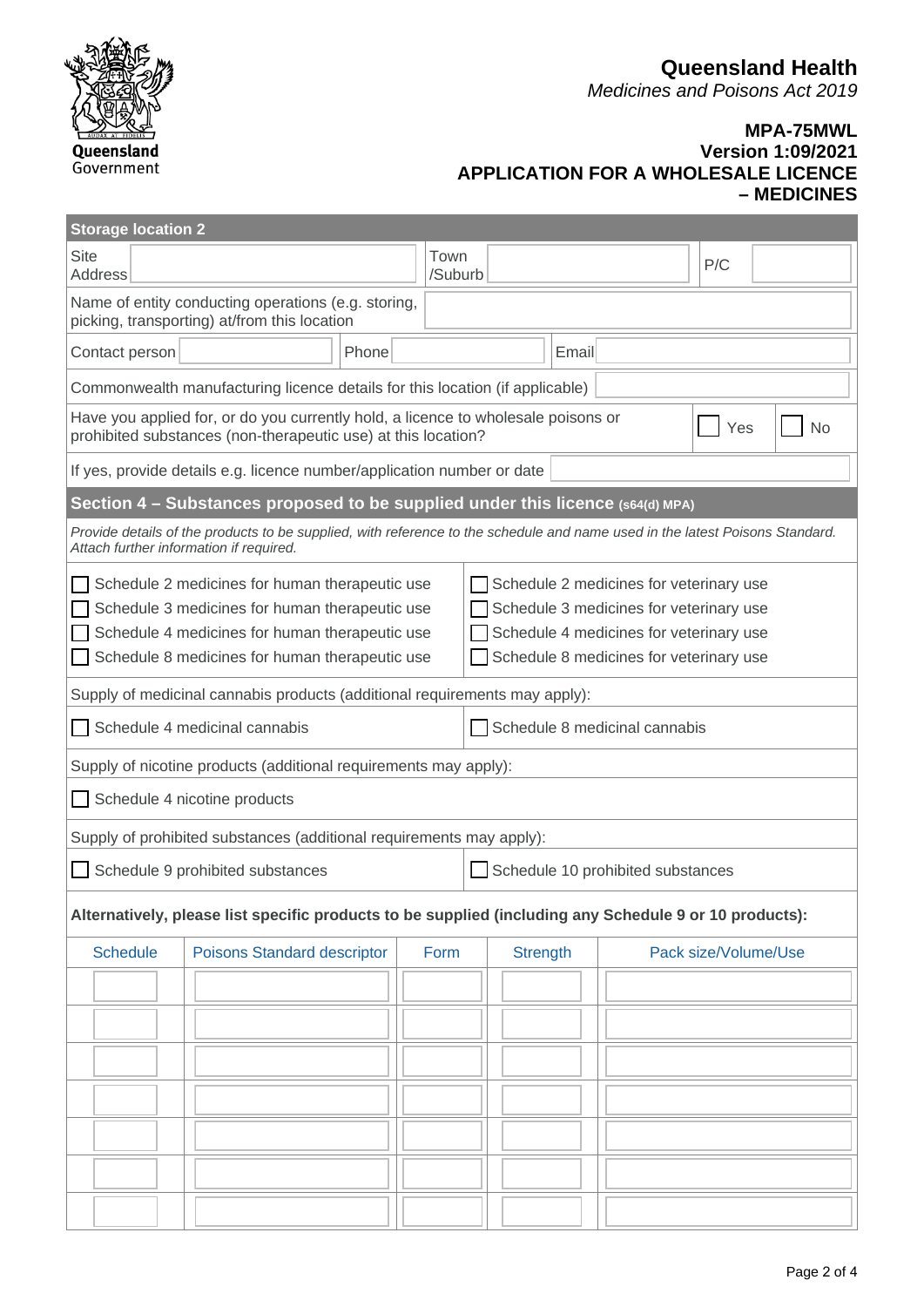**Queensland Health**
*Medicines and Poisons Act 2019*

**MPA-75MWL**
**Version 1:09/2021**
**APPLICATION FOR A WHOLESALE LICENCE – MEDICINES**

## Storage location 2

| Site Address | | Town /Suburb | | P/C | |
|---|---|---|---|---|---|

| Name of entity conducting operations (e.g. storing, picking, transporting) at/from this location | |
|---|---|

| Contact person | | Phone | | Email | |
|---|---|---|---|---|---|

| Commonwealth manufacturing licence details for this location (if applicable) | |
|---|---|

| Have you applied for, or do you currently hold, a licence to wholesale poisons or prohibited substances (non-therapeutic use) at this location? | ☐ Yes | ☐ No |
|---|---|---|

| If yes, provide details e.g. licence number/application number or date | |
|---|---|

## Section 4 – Substances proposed to be supplied under this licence (s64(d) MPA)

*Provide details of the products to be supplied, with reference to the schedule and name used in the latest Poisons Standard. Attach further information if required.*

- ☐ Schedule 2 medicines for human therapeutic use
- ☐ Schedule 3 medicines for human therapeutic use
- ☐ Schedule 4 medicines for human therapeutic use
- ☐ Schedule 8 medicines for human therapeutic use
- ☐ Schedule 2 medicines for veterinary use
- ☐ Schedule 3 medicines for veterinary use
- ☐ Schedule 4 medicines for veterinary use
- ☐ Schedule 8 medicines for veterinary use

Supply of medicinal cannabis products (additional requirements may apply):

- ☐ Schedule 4 medicinal cannabis
- ☐ Schedule 8 medicinal cannabis

Supply of nicotine products (additional requirements may apply):

- ☐ Schedule 4 nicotine products

Supply of prohibited substances (additional requirements may apply):

- ☐ Schedule 9 prohibited substances
- ☐ Schedule 10 prohibited substances

**Alternatively, please list specific products to be supplied (including any Schedule 9 or 10 products):**

| Schedule | Poisons Standard descriptor | Form | Strength | Pack size/Volume/Use |
|---|---|---|---|---|
| | | | | |
| | | | | |
| | | | | |
| | | | | |
| | | | | |
| | | | | |
| | | | | |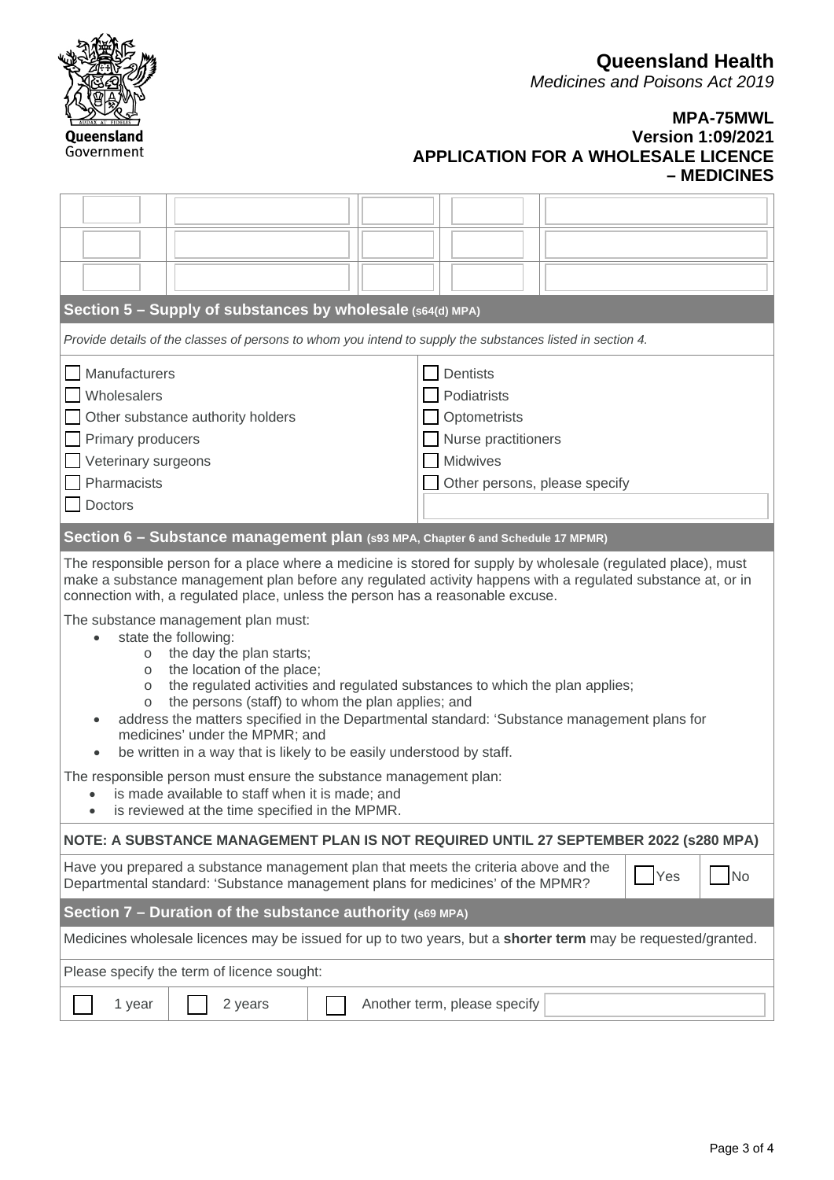# Queensland Health

*Medicines and Poisons Act 2019*

**MPA-75MWL**
**Version 1:09/2021**
**APPLICATION FOR A WHOLESALE LICENCE – MEDICINES**

| | | | | |
|---|---|---|---|---|
| | | | | |
| | | | | |
| | | | | |

## Section 5 – Supply of substances by wholesale (s64(d) MPA)

*Provide details of the classes of persons to whom you intend to supply the substances listed in section 4.*

- ☐ Manufacturers
- ☐ Wholesalers
- ☐ Other substance authority holders
- ☐ Primary producers
- ☐ Veterinary surgeons
- ☐ Pharmacists
- ☐ Doctors
- ☐ Dentists
- ☐ Podiatrists
- ☐ Optometrists
- ☐ Nurse practitioners
- ☐ Midwives
- ☐ Other persons, please specify ____________

## Section 6 – Substance management plan (s93 MPA, Chapter 6 and Schedule 17 MPMR)

The responsible person for a place where a medicine is stored for supply by wholesale (regulated place), must make a substance management plan before any regulated activity happens with a regulated substance at, or in connection with, a regulated place, unless the person has a reasonable excuse.

The substance management plan must:

- state the following:
  - the day the plan starts;
  - the location of the place;
  - the regulated activities and regulated substances to which the plan applies;
  - the persons (staff) to whom the plan applies; and
- address the matters specified in the Departmental standard: 'Substance management plans for medicines' under the MPMR; and
- be written in a way that is likely to be easily understood by staff.

The responsible person must ensure the substance management plan:

- is made available to staff when it is made; and
- is reviewed at the time specified in the MPMR.

**NOTE: A SUBSTANCE MANAGEMENT PLAN IS NOT REQUIRED UNTIL 27 SEPTEMBER 2022 (s280 MPA)**

Have you prepared a substance management plan that meets the criteria above and the Departmental standard: 'Substance management plans for medicines' of the MPMR? ☐ Yes ☐ No

## Section 7 – Duration of the substance authority (s69 MPA)

Medicines wholesale licences may be issued for up to two years, but a **shorter term** may be requested/granted.

Please specify the term of licence sought:

☐ 1 year ☐ 2 years ☐ Another term, please specify ____________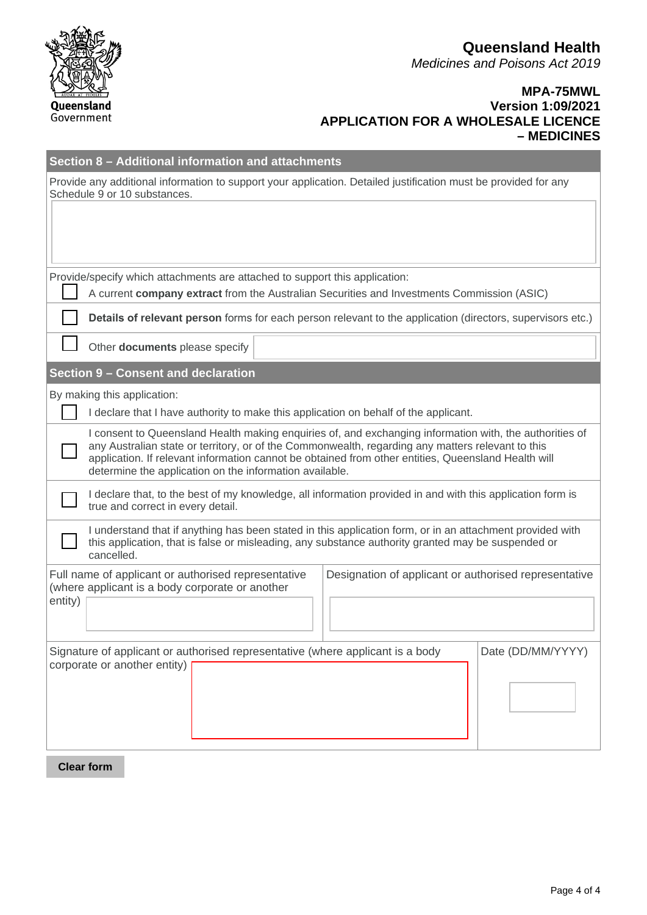**Queensland Health**
*Medicines and Poisons Act 2019*

**MPA-75MWL**
**Version 1:09/2021**
**APPLICATION FOR A WHOLESALE LICENCE – MEDICINES**

## Section 8 – Additional information and attachments

Provide any additional information to support your application. Detailed justification must be provided for any Schedule 9 or 10 substances.

Provide/specify which attachments are attached to support this application:

- ☐ A current **company extract** from the Australian Securities and Investments Commission (ASIC)
- ☐ **Details of relevant person** forms for each person relevant to the application (directors, supervisors etc.)
- ☐ Other **documents** please specify

## Section 9 – Consent and declaration

By making this application:

- ☐ I declare that I have authority to make this application on behalf of the applicant.
- ☐ I consent to Queensland Health making enquiries of, and exchanging information with, the authorities of any Australian state or territory, or of the Commonwealth, regarding any matters relevant to this application. If relevant information cannot be obtained from other entities, Queensland Health will determine the application on the information available.
- ☐ I declare that, to the best of my knowledge, all information provided in and with this application form is true and correct in every detail.
- ☐ I understand that if anything has been stated in this application form, or in an attachment provided with this application, that is false or misleading, any substance authority granted may be suspended or cancelled.

| Full name of applicant or authorised representative (where applicant is a body corporate or another entity) | Designation of applicant or authorised representative |
| --- | --- |
| | |

| Signature of applicant or authorised representative (where applicant is a body corporate or another entity) | Date (DD/MM/YYYY) |
| --- | --- |
| | |

Clear form